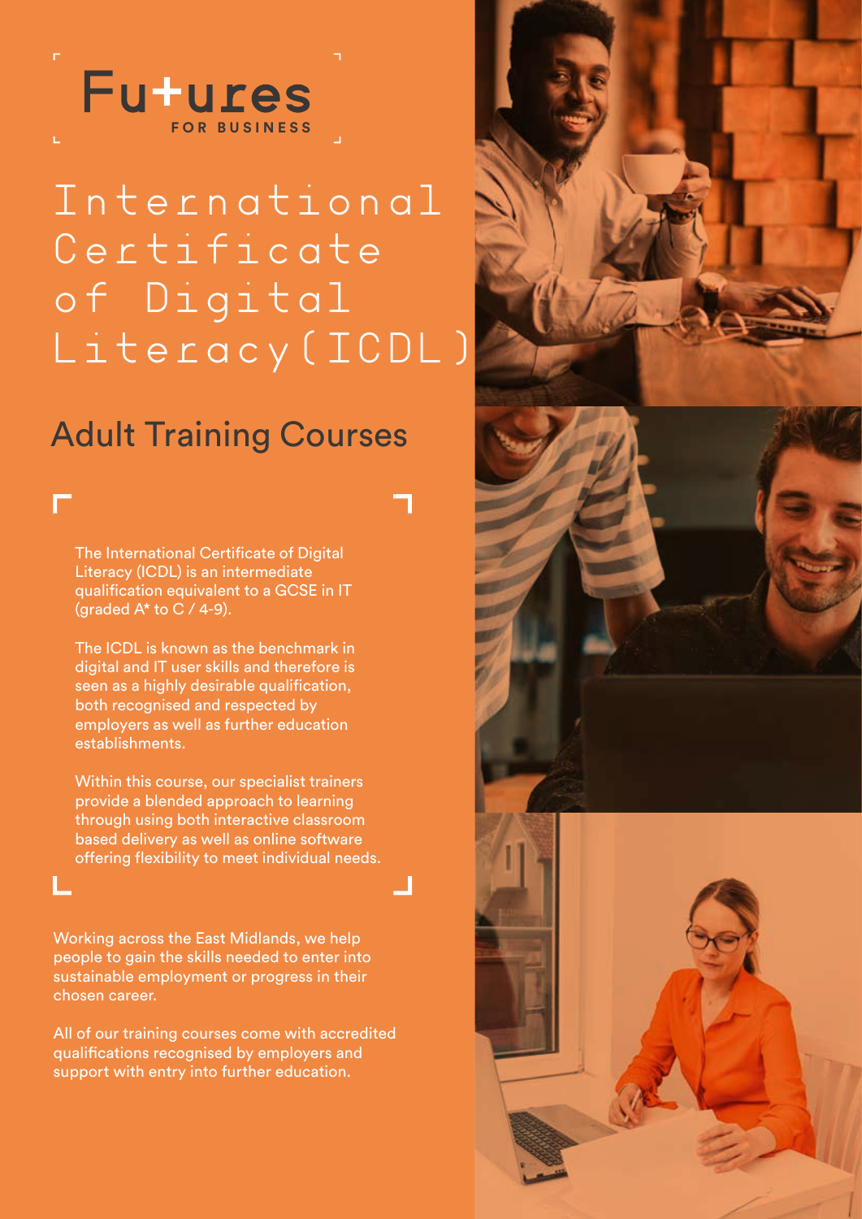Futures
FOR BUSINESS

# International Certificate of Digital Literacy (ICDL)

## Adult Training Courses

The International Certificate of Digital Literacy (ICDL) is an intermediate qualification equivalent to a GCSE in IT (graded A* to C / 4-9).

The ICDL is known as the benchmark in digital and IT user skills and therefore is seen as a highly desirable qualification, both recognised and respected by employers as well as further education establishments.

Within this course, our specialist trainers provide a blended approach to learning through using both interactive classroom based delivery as well as online software offering flexibility to meet individual needs.

Working across the East Midlands, we help people to gain the skills needed to enter into sustainable employment or progress in their chosen career.

All of our training courses come with accredited qualifications recognised by employers and support with entry into further education.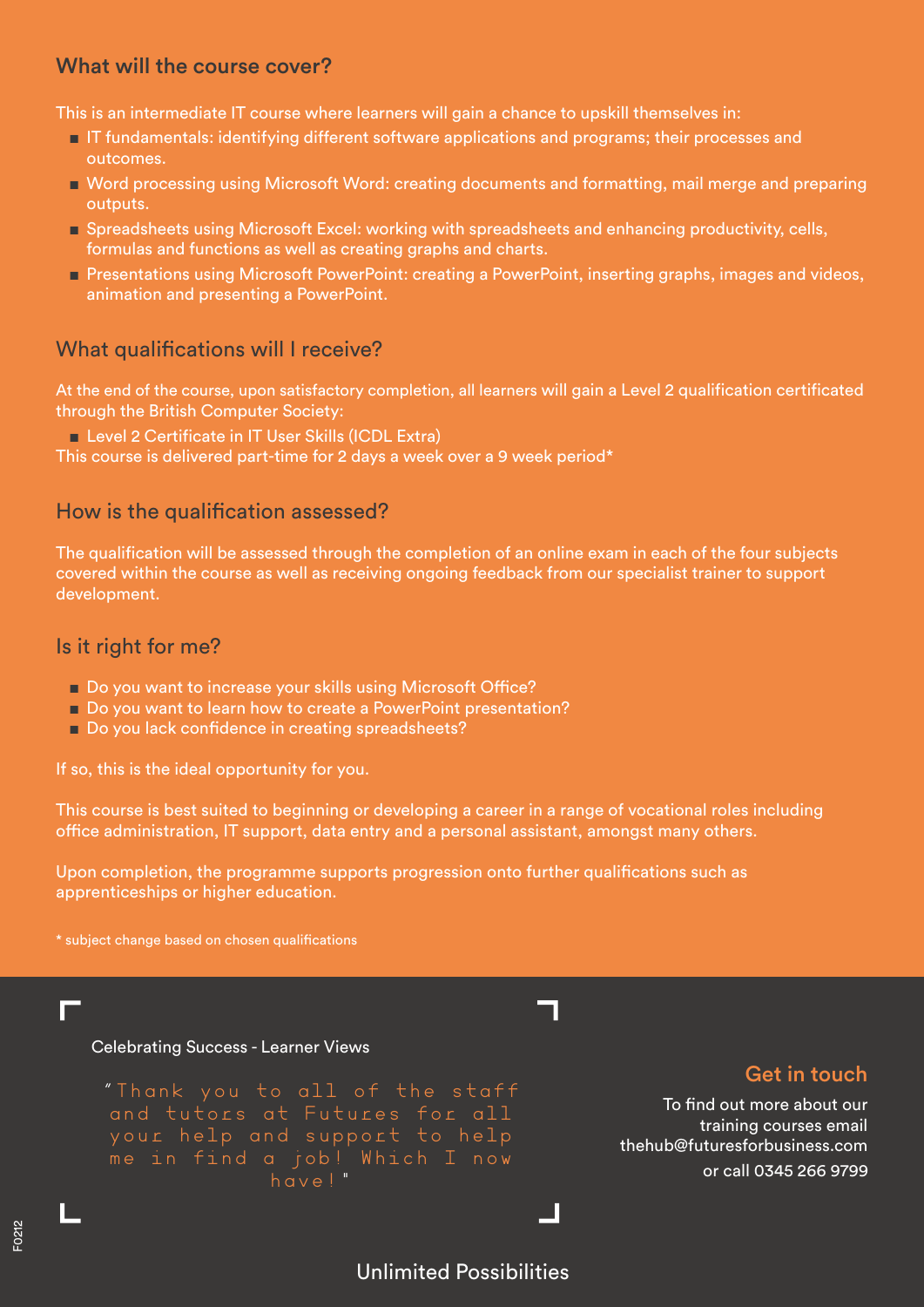## What will the course cover?

This is an intermediate IT course where learners will gain a chance to upskill themselves in:

- IT fundamentals: identifying different software applications and programs; their processes and outcomes.
- Word processing using Microsoft Word: creating documents and formatting, mail merge and preparing outputs.
- Spreadsheets using Microsoft Excel: working with spreadsheets and enhancing productivity, cells, formulas and functions as well as creating graphs and charts.
- Presentations using Microsoft PowerPoint: creating a PowerPoint, inserting graphs, images and videos, animation and presenting a PowerPoint.

## What qualifications will I receive?

At the end of the course, upon satisfactory completion, all learners will gain a Level 2 qualification certificated through the British Computer Society:

- Level 2 Certificate in IT User Skills (ICDL Extra)

This course is delivered part-time for 2 days a week over a 9 week period*

## How is the qualification assessed?

The qualification will be assessed through the completion of an online exam in each of the four subjects covered within the course as well as receiving ongoing feedback from our specialist trainer to support development.

## Is it right for me?

- Do you want to increase your skills using Microsoft Office?
- Do you want to learn how to create a PowerPoint presentation?
- Do you lack confidence in creating spreadsheets?

If so, this is the ideal opportunity for you.

This course is best suited to beginning or developing a career in a range of vocational roles including office administration, IT support, data entry and a personal assistant, amongst many others.

Upon completion, the programme supports progression onto further qualifications such as apprenticeships or higher education.

* subject change based on chosen qualifications

Celebrating Success - Learner Views

"Thank you to all of the staff and tutors at Futures for all your help and support to help me in find a job! Which I now have!"

## Get in touch

To find out more about our training courses email thehub@futuresforbusiness.com or call 0345 266 9799

F0212

Unlimited Possibilities